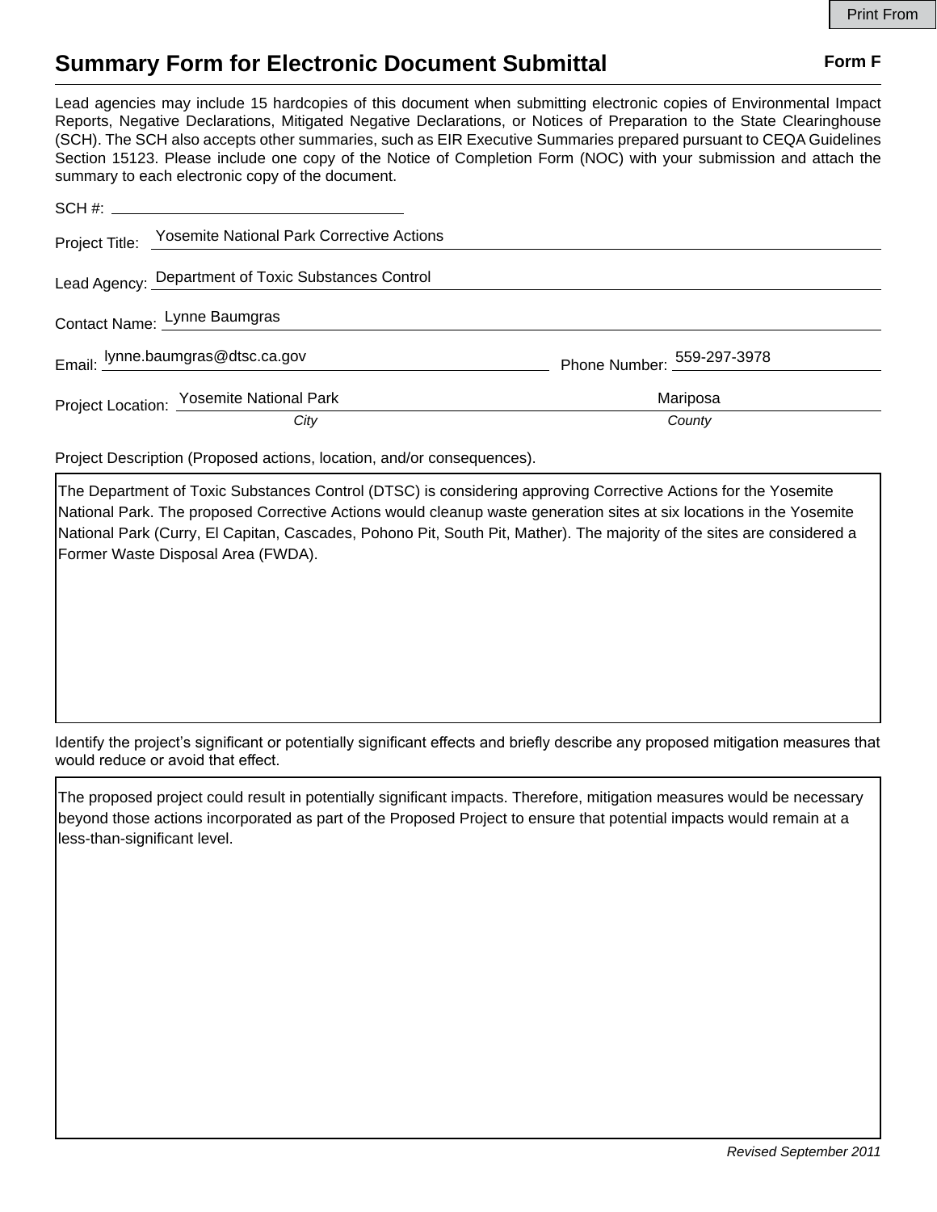# Summary Form for Electronic Document Submittal

**Form F**

Lead agencies may include 15 hardcopies of this document when submitting electronic copies of Environmental Impact Reports, Negative Declarations, Mitigated Negative Declarations, or Notices of Preparation to the State Clearinghouse (SCH). The SCH also accepts other summaries, such as EIR Executive Summaries prepared pursuant to CEQA Guidelines Section 15123. Please include one copy of the Notice of Completion Form (NOC) with your submission and attach the summary to each electronic copy of the document.

SCH #: \_\_\_\_\_\_\_\_\_\_\_\_\_\_\_\_\_\_\_\_

Project Title: Yosemite National Park Corrective Actions

Lead Agency: Department of Toxic Substances Control

Contact Name: Lynne Baumgras

Email: lynne.baumgras@dtsc.ca.gov

Phone Number: 559-297-3978

Project Location: Yosemite National Park (*City*), Mariposa (*County*)

Project Description (Proposed actions, location, and/or consequences).

The Department of Toxic Substances Control (DTSC) is considering approving Corrective Actions for the Yosemite National Park. The proposed Corrective Actions would cleanup waste generation sites at six locations in the Yosemite National Park (Curry, El Capitan, Cascades, Pohono Pit, South Pit, Mather). The majority of the sites are considered a Former Waste Disposal Area (FWDA).

Identify the project's significant or potentially significant effects and briefly describe any proposed mitigation measures that would reduce or avoid that effect.

The proposed project could result in potentially significant impacts. Therefore, mitigation measures would be necessary beyond those actions incorporated as part of the Proposed Project to ensure that potential impacts would remain at a less-than-significant level.

*Revised September 2011*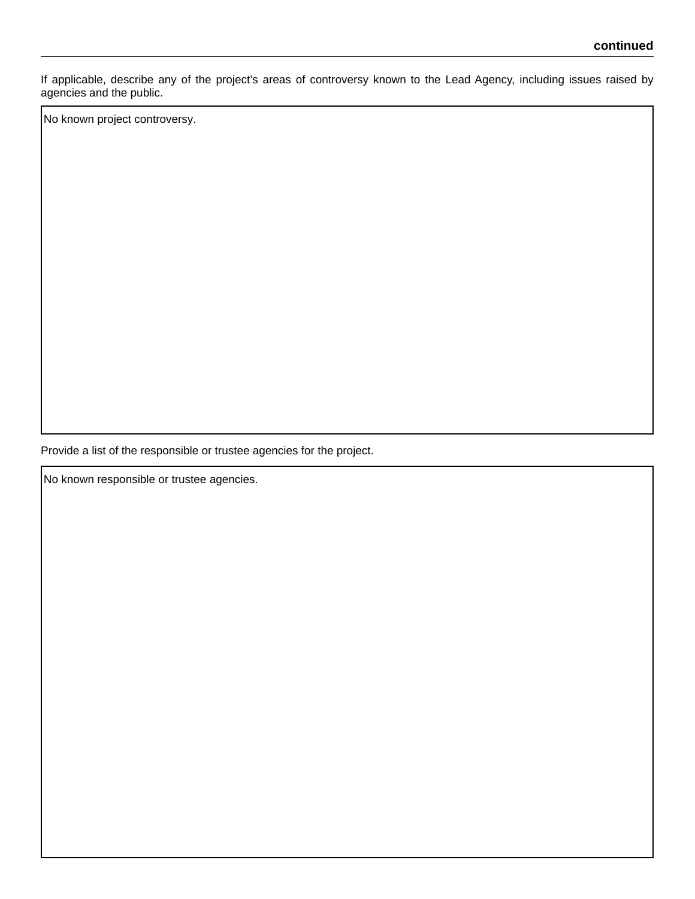**continued**

If applicable, describe any of the project's areas of controversy known to the Lead Agency, including issues raised by agencies and the public.

| |
|---|
| No known project controversy. |

Provide a list of the responsible or trustee agencies for the project.

| |
|---|
| No known responsible or trustee agencies. |